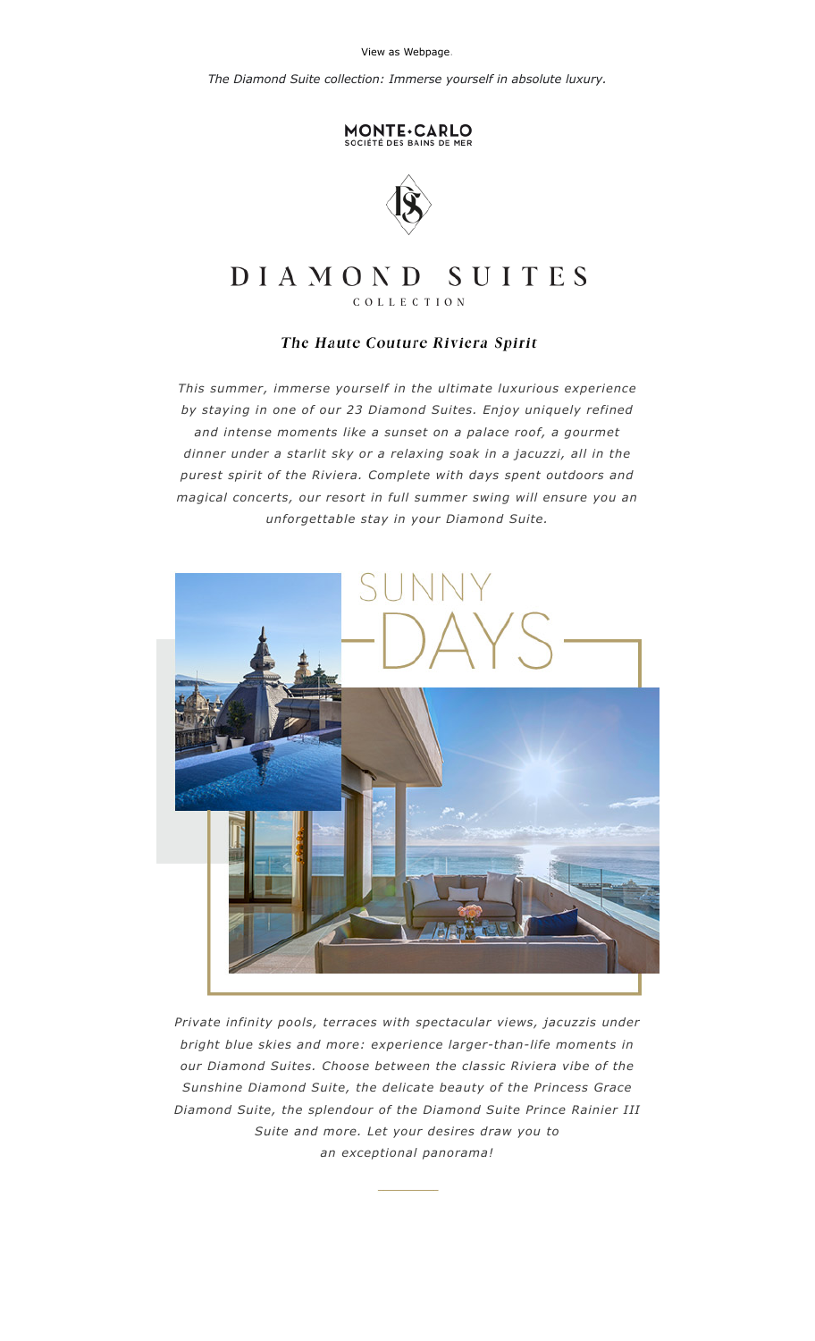View as Webpage.

*The Diamond Suite collection: Immerse yourself in absolute luxury.*

MONTE-CARLO
SOCIÉTÉ DES BAINS DE MER

# DIAMOND SUITES
COLLECTION

### The Haute Couture Riviera Spirit

*This summer, immerse yourself in the ultimate luxurious experience by staying in one of our 23 Diamond Suites. Enjoy uniquely refined and intense moments like a sunset on a palace roof, a gourmet dinner under a starlit sky or a relaxing soak in a jacuzzi, all in the purest spirit of the Riviera. Complete with days spent outdoors and magical concerts, our resort in full summer swing will ensure you an unforgettable stay in your Diamond Suite.*

SUNNY DAYS

*Private infinity pools, terraces with spectacular views, jacuzzis under bright blue skies and more: experience larger-than-life moments in our Diamond Suites. Choose between the classic Riviera vibe of the Sunshine Diamond Suite, the delicate beauty of the Princess Grace Diamond Suite, the splendour of the Diamond Suite Prince Rainier III Suite and more. Let your desires draw you to an exceptional panorama!*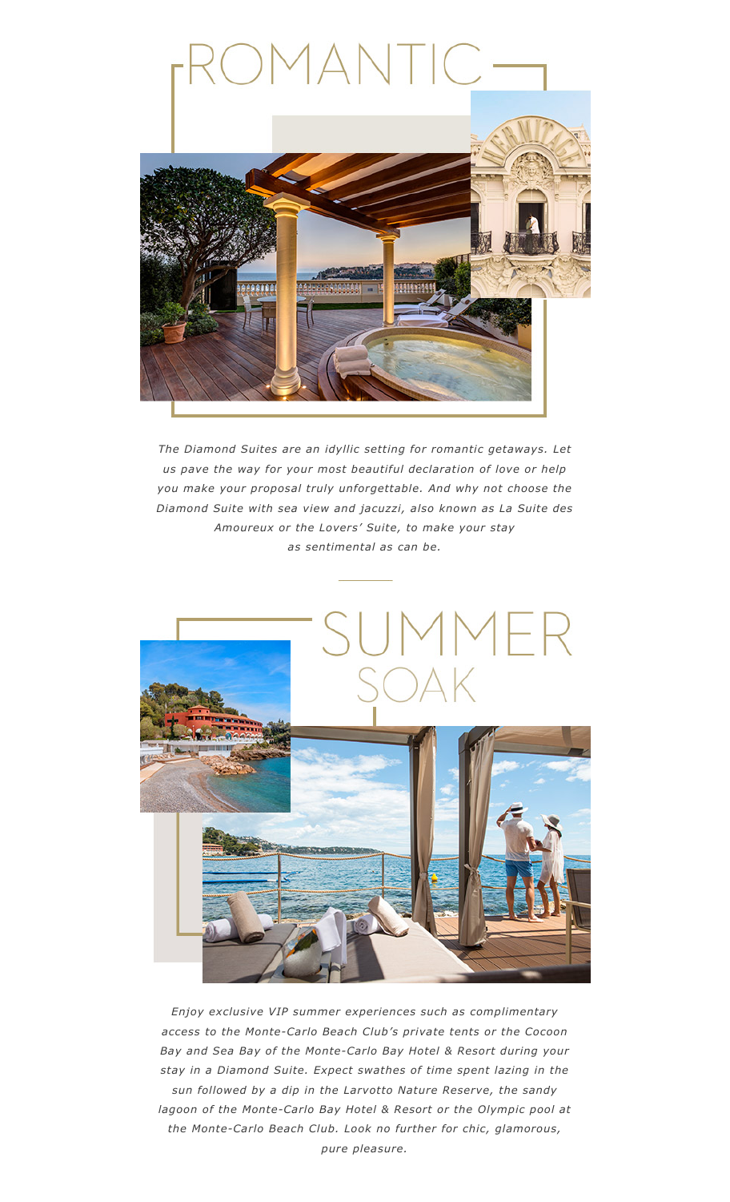# ROMANTIC

*The Diamond Suites are an idyllic setting for romantic getaways. Let us pave the way for your most beautiful declaration of love or help you make your proposal truly unforgettable. And why not choose the Diamond Suite with sea view and jacuzzi, also known as La Suite des Amoureux or the Lovers' Suite, to make your stay as sentimental as can be.*

# SUMMER SOAK

*Enjoy exclusive VIP summer experiences such as complimentary access to the Monte-Carlo Beach Club's private tents or the Cocoon Bay and Sea Bay of the Monte-Carlo Bay Hotel & Resort during your stay in a Diamond Suite. Expect swathes of time spent lazing in the sun followed by a dip in the Larvotto Nature Reserve, the sandy lagoon of the Monte-Carlo Bay Hotel & Resort or the Olympic pool at the Monte-Carlo Beach Club. Look no further for chic, glamorous, pure pleasure.*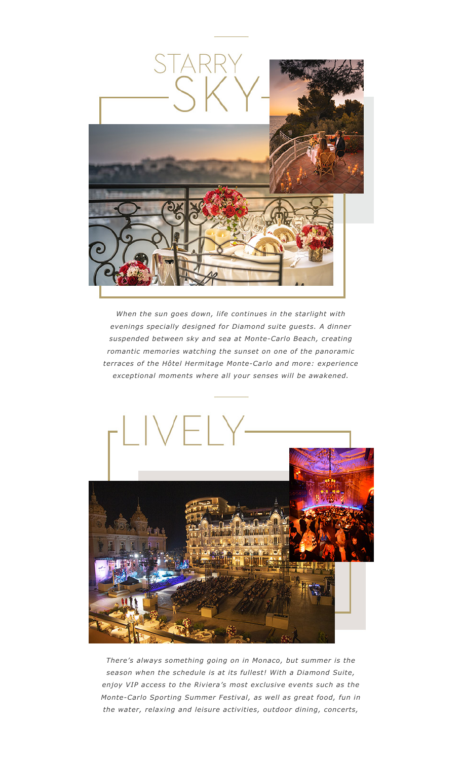# STARRY SKY

*When the sun goes down, life continues in the starlight with evenings specially designed for Diamond suite guests. A dinner suspended between sky and sea at Monte-Carlo Beach, creating romantic memories watching the sunset on one of the panoramic terraces of the Hôtel Hermitage Monte-Carlo and more: experience exceptional moments where all your senses will be awakened.*

# LIVELY

*There's always something going on in Monaco, but summer is the season when the schedule is at its fullest! With a Diamond Suite, enjoy VIP access to the Riviera's most exclusive events such as the Monte-Carlo Sporting Summer Festival, as well as great food, fun in the water, relaxing and leisure activities, outdoor dining, concerts,*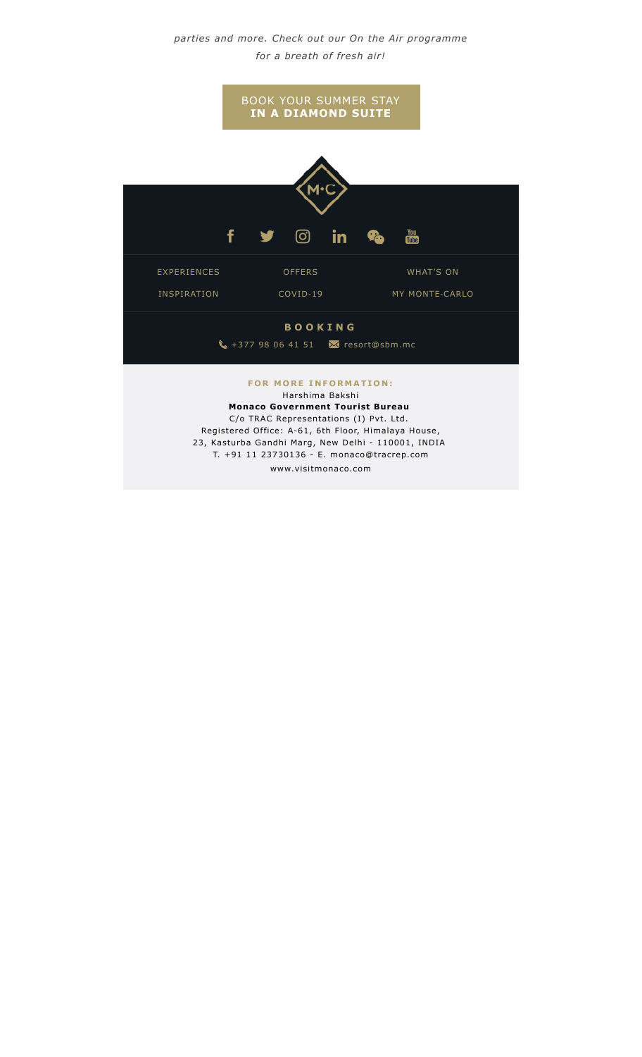*parties and more. Check out our On the Air programme for a breath of fresh air!*

BOOK YOUR SUMMER STAY
**IN A DIAMOND SUITE**

M•C

EXPERIENCES | OFFERS | WHAT'S ON

INSPIRATION | COVID-19 | MY MONTE-CARLO

**BOOKING**

+377 98 06 41 51 resort@sbm.mc

**FOR MORE INFORMATION:**
Harshima Bakshi
**Monaco Government Tourist Bureau**
C/o TRAC Representations (I) Pvt. Ltd.
Registered Office: A-61, 6th Floor, Himalaya House,
23, Kasturba Gandhi Marg, New Delhi - 110001, INDIA
T. +91 11 23730136 - E. monaco@tracrep.com
www.visitmonaco.com